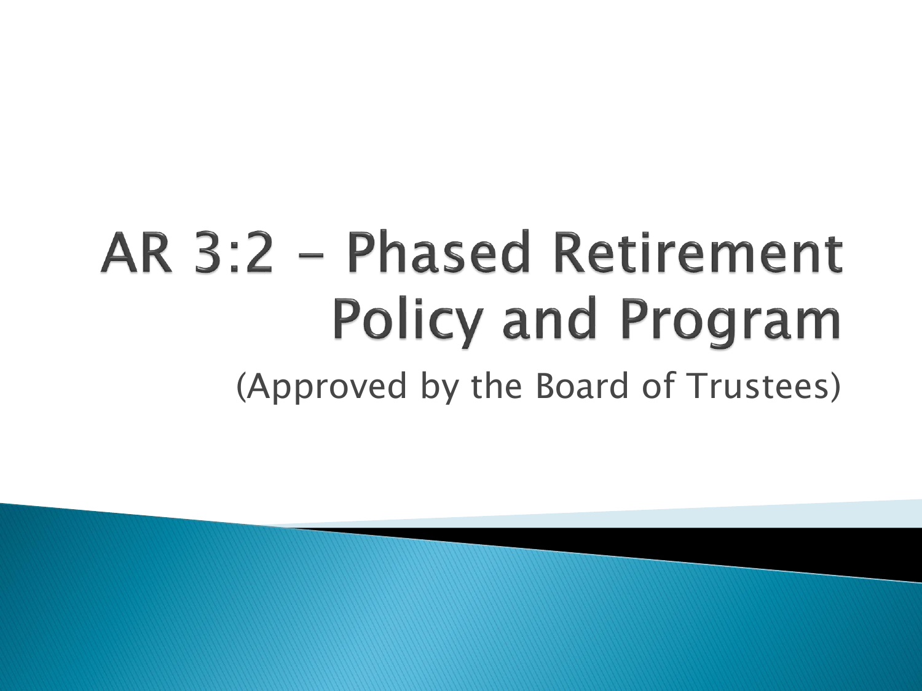# AR 3:2 – Phased Retirement Policy and Program

(Approved by the Board of Trustees)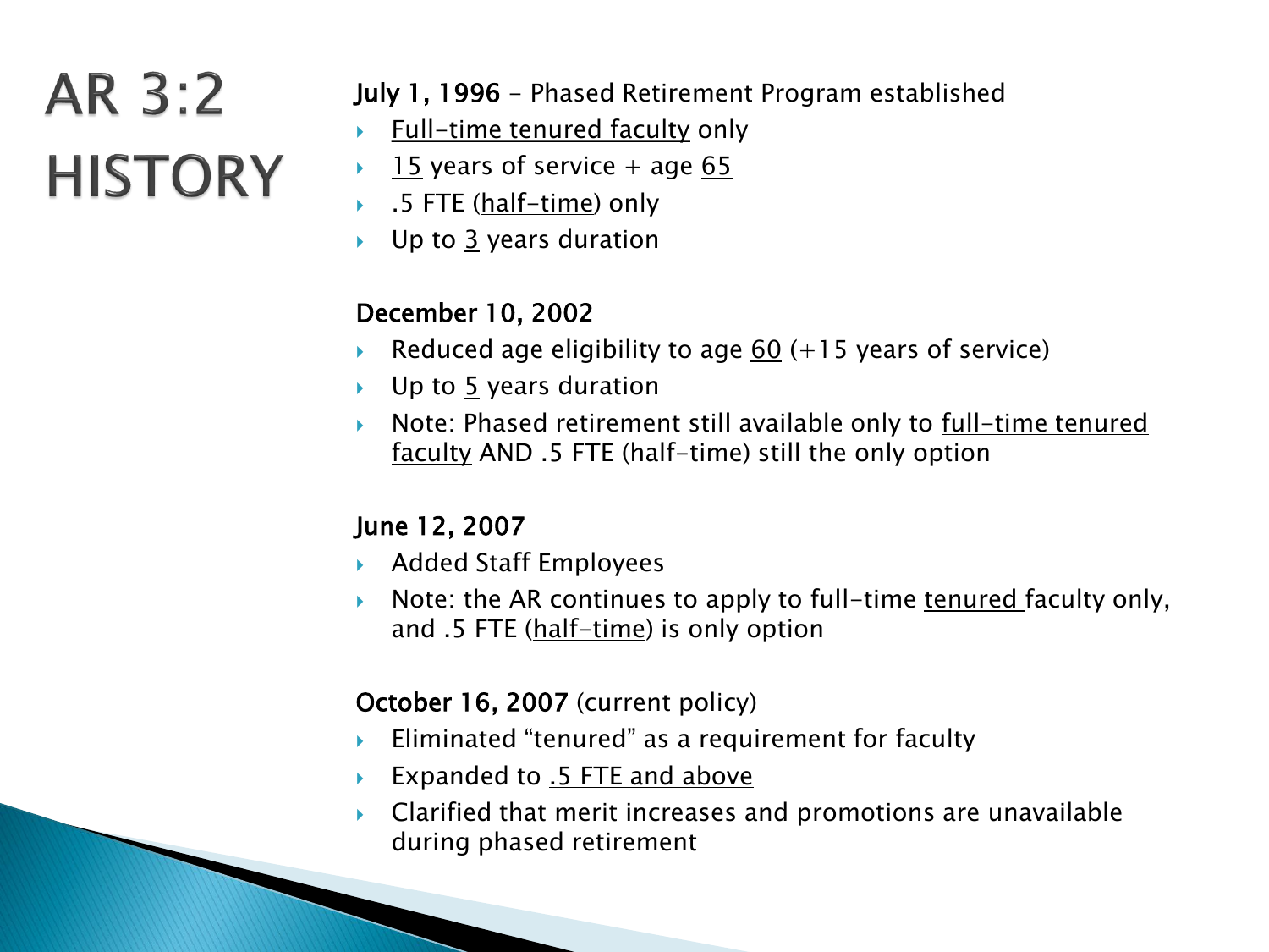# AR 3:2 HISTORY

**July 1, 1996** – Phased Retirement Program established

- Full-time tenured faculty only
- 15 years of service + age 65
- .5 FTE (half-time) only
- Up to 3 years duration

**December 10, 2002**

- Reduced age eligibility to age 60 (+15 years of service)
- Up to 5 years duration
- Note: Phased retirement still available only to full-time tenured faculty AND .5 FTE (half-time) still the only option

**June 12, 2007**

- Added Staff Employees
- Note: the AR continues to apply to full-time tenured faculty only, and .5 FTE (half-time) is only option

**October 16, 2007** (current policy)

- Eliminated "tenured" as a requirement for faculty
- Expanded to .5 FTE and above
- Clarified that merit increases and promotions are unavailable during phased retirement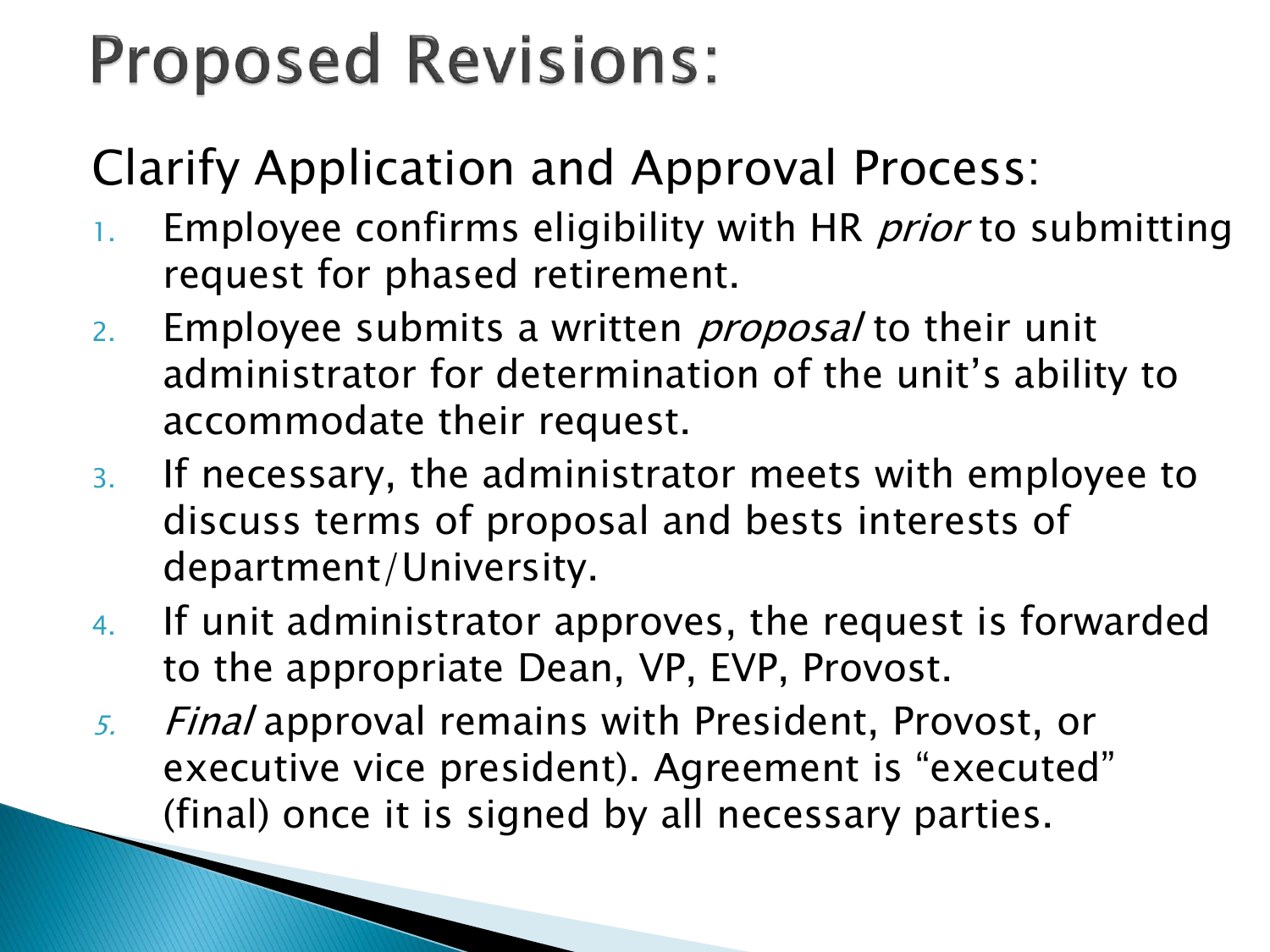# Proposed Revisions:

## Clarify Application and Approval Process:

1. Employee confirms eligibility with HR *prior* to submitting request for phased retirement.
2. Employee submits a written *proposal* to their unit administrator for determination of the unit's ability to accommodate their request.
3. If necessary, the administrator meets with employee to discuss terms of proposal and bests interests of department/University.
4. If unit administrator approves, the request is forwarded to the appropriate Dean, VP, EVP, Provost.
5. *Final* approval remains with President, Provost, or executive vice president). Agreement is "executed" (final) once it is signed by all necessary parties.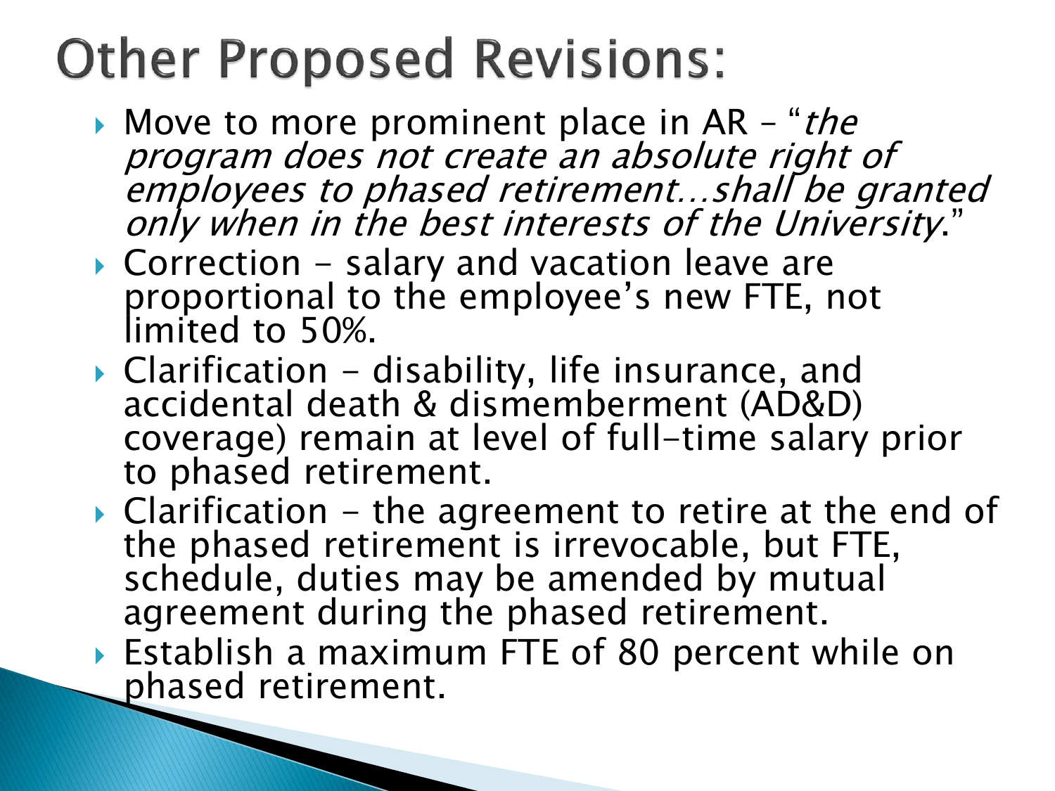# Other Proposed Revisions:

- Move to more prominent place in AR – "*the program does not create an absolute right of employees to phased retirement…shall be granted only when in the best interests of the University*."
- Correction - salary and vacation leave are proportional to the employee's new FTE, not limited to 50%.
- Clarification - disability, life insurance, and accidental death & dismemberment (AD&D) coverage) remain at level of full-time salary prior to phased retirement.
- Clarification - the agreement to retire at the end of the phased retirement is irrevocable, but FTE, schedule, duties may be amended by mutual agreement during the phased retirement.
- Establish a maximum FTE of 80 percent while on phased retirement.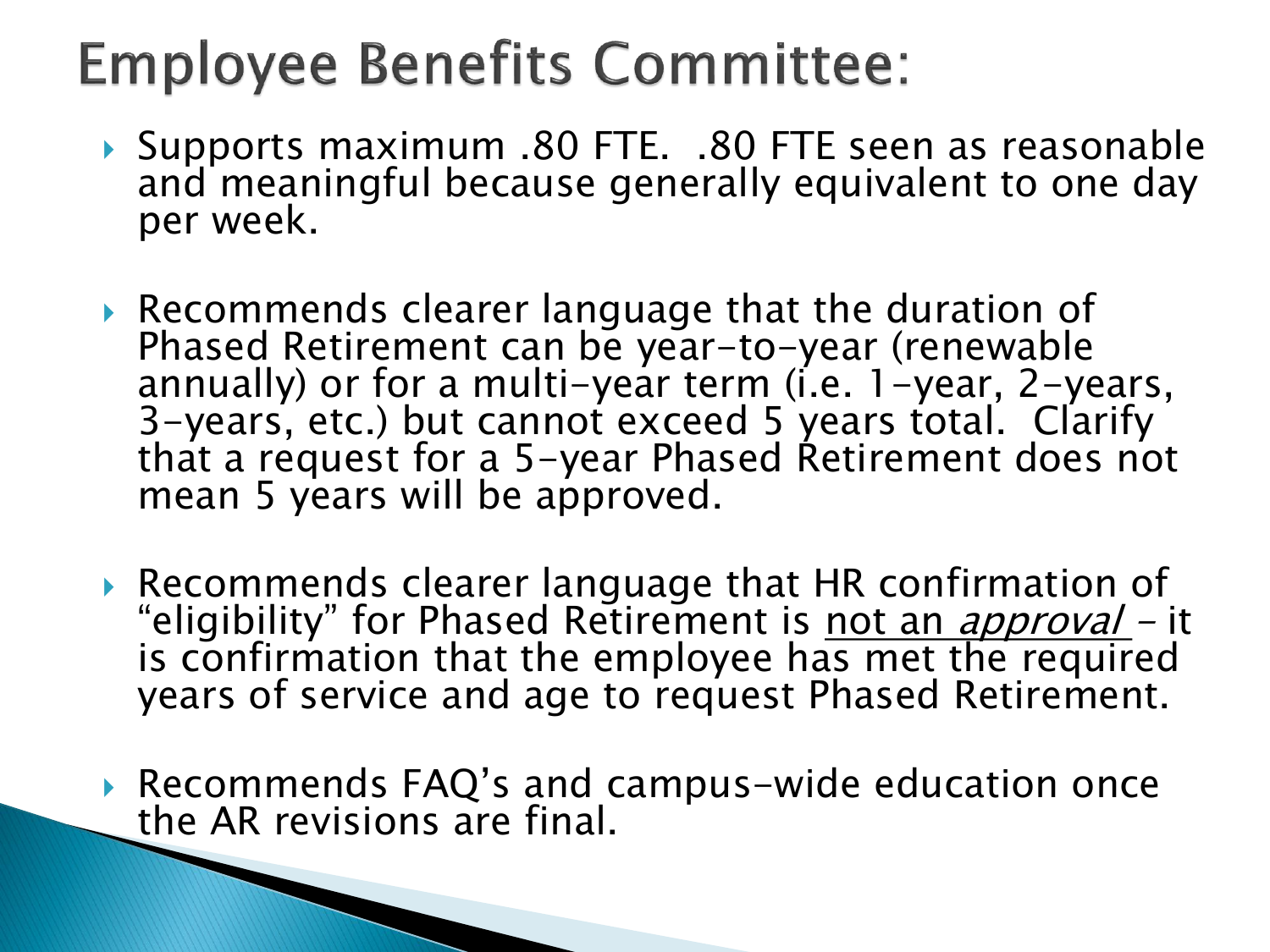# Employee Benefits Committee:

- Supports maximum .80 FTE. .80 FTE seen as reasonable and meaningful because generally equivalent to one day per week.
- Recommends clearer language that the duration of Phased Retirement can be year-to-year (renewable annually) or for a multi-year term (i.e. 1-year, 2-years, 3-years, etc.) but cannot exceed 5 years total. Clarify that a request for a 5-year Phased Retirement does not mean 5 years will be approved.
- Recommends clearer language that HR confirmation of "eligibility" for Phased Retirement is <u>not an *approval*</u> – it is confirmation that the employee has met the required years of service and age to request Phased Retirement.
- Recommends FAQ's and campus-wide education once the AR revisions are final.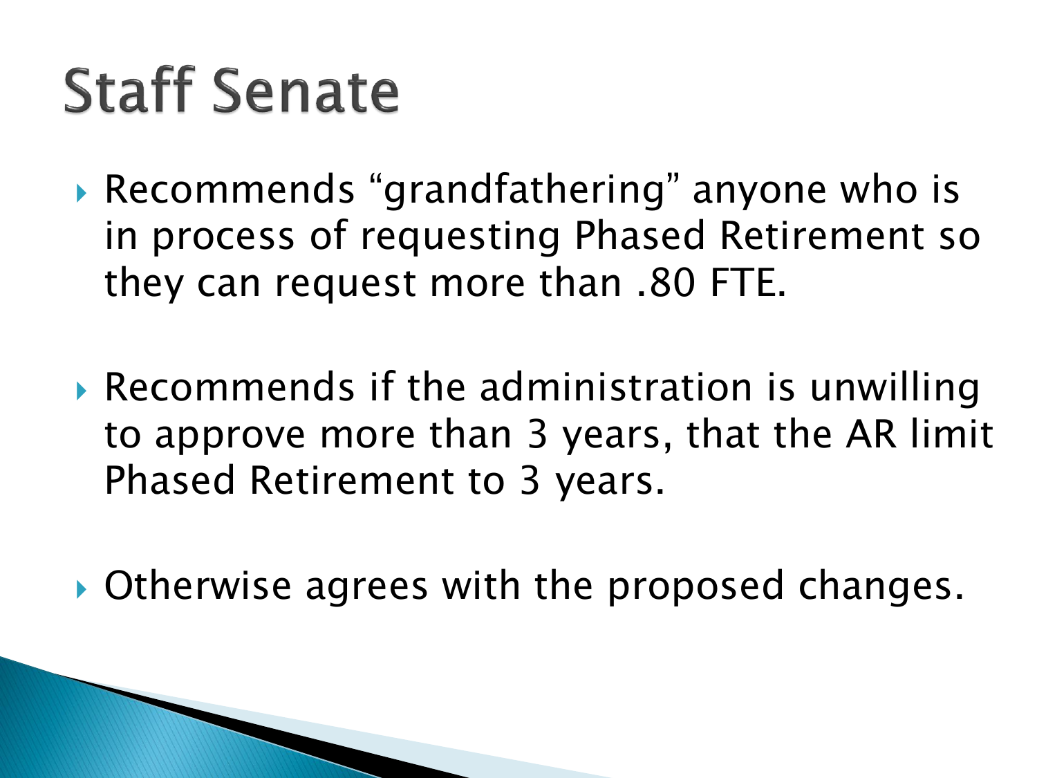# Staff Senate

- Recommends “grandfathering” anyone who is in process of requesting Phased Retirement so they can request more than .80 FTE.
- Recommends if the administration is unwilling to approve more than 3 years, that the AR limit Phased Retirement to 3 years.
- Otherwise agrees with the proposed changes.